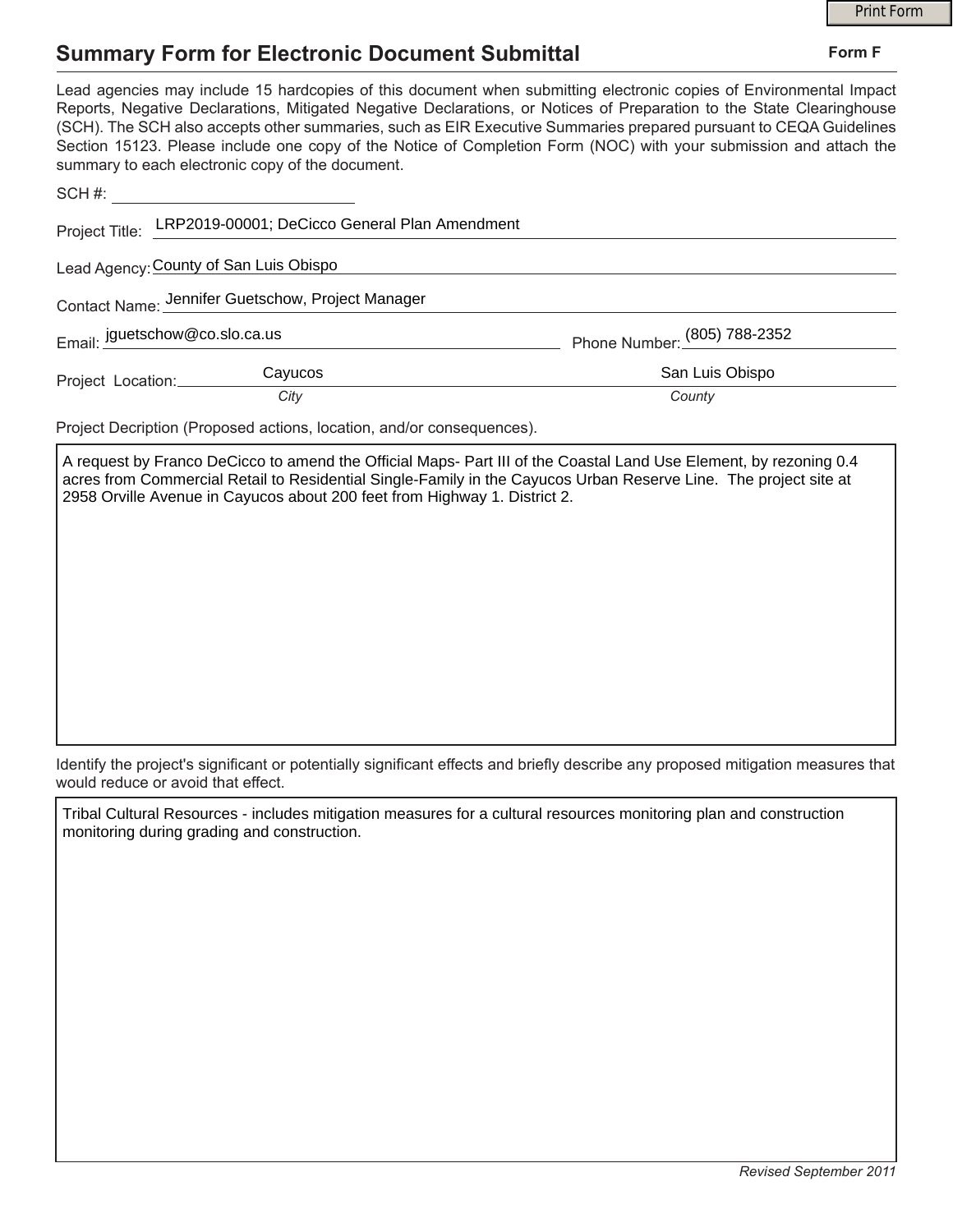# Summary Form for Electronic Document Submittal

**Form F**

Lead agencies may include 15 hardcopies of this document when submitting electronic copies of Environmental Impact Reports, Negative Declarations, Mitigated Negative Declarations, or Notices of Preparation to the State Clearinghouse (SCH). The SCH also accepts other summaries, such as EIR Executive Summaries prepared pursuant to CEQA Guidelines Section 15123. Please include one copy of the Notice of Completion Form (NOC) with your submission and attach the summary to each electronic copy of the document.

SCH #: ____________________

Project Title: LRP2019-00001; DeCicco General Plan Amendment

Lead Agency: County of San Luis Obispo

Contact Name: Jennifer Guetschow, Project Manager

Email: jguetschow@co.slo.ca.us

Phone Number: (805) 788-2352

Project Location: Cayucos (*City*), San Luis Obispo (*County*)

Project Decription (Proposed actions, location, and/or consequences).

A request by Franco DeCicco to amend the Official Maps- Part III of the Coastal Land Use Element, by rezoning 0.4 acres from Commercial Retail to Residential Single-Family in the Cayucos Urban Reserve Line. The project site at 2958 Orville Avenue in Cayucos about 200 feet from Highway 1. District 2.

Identify the project's significant or potentially significant effects and briefly describe any proposed mitigation measures that would reduce or avoid that effect.

Tribal Cultural Resources - includes mitigation measures for a cultural resources monitoring plan and construction monitoring during grading and construction.

*Revised September 2011*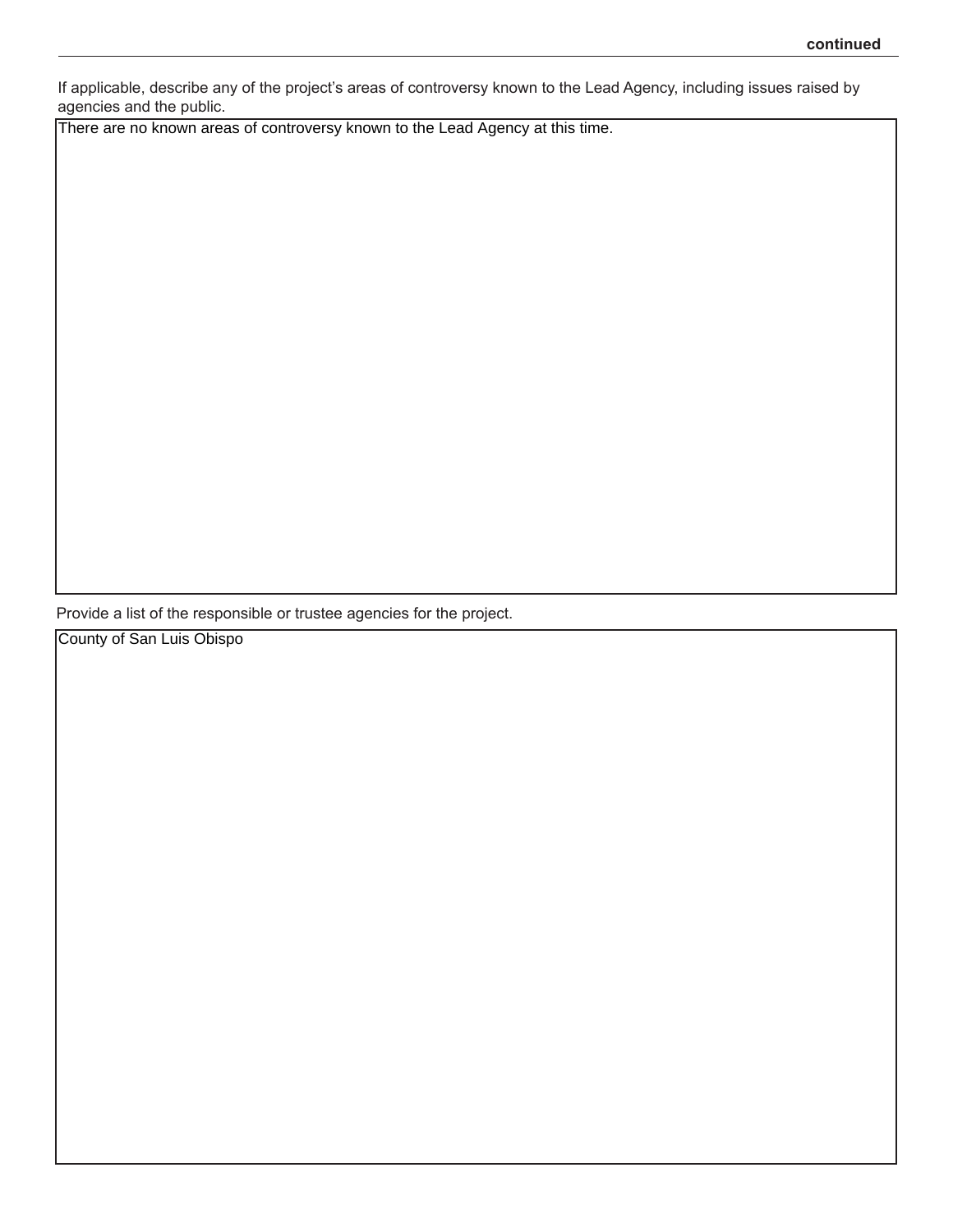If applicable, describe any of the project's areas of controversy known to the Lead Agency, including issues raised by agencies and the public.

There are no known areas of controversy known to the Lead Agency at this time.

Provide a list of the responsible or trustee agencies for the project.

County of San Luis Obispo